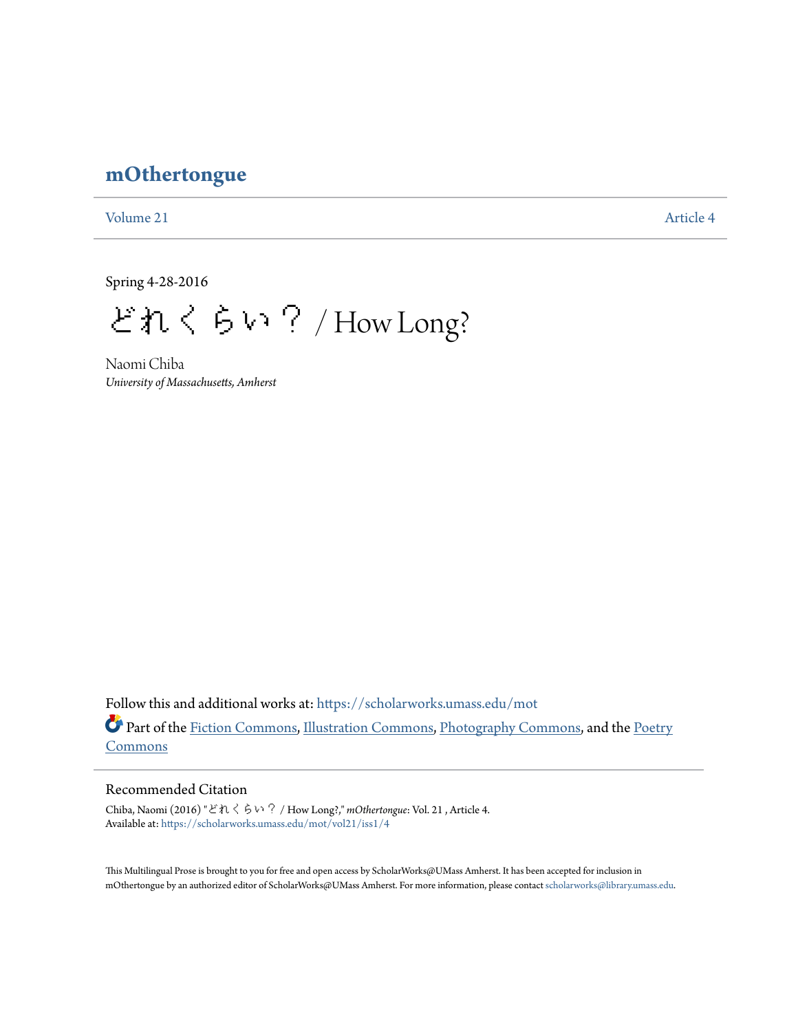# mOthertongue

Volume 21 Article 4

Spring 4-28-2016

# どれくらい？ / How Long?

Naomi Chiba
*University of Massachusetts, Amherst*

Follow this and additional works at: https://scholarworks.umass.edu/mot

Part of the Fiction Commons, Illustration Commons, Photography Commons, and the Poetry Commons

## Recommended Citation

Chiba, Naomi (2016) "どれくらい？ / How Long?," *mOthertongue*: Vol. 21 , Article 4.
Available at: https://scholarworks.umass.edu/mot/vol21/iss1/4

This Multilingual Prose is brought to you for free and open access by ScholarWorks@UMass Amherst. It has been accepted for inclusion in mOthertongue by an authorized editor of ScholarWorks@UMass Amherst. For more information, please contact scholarworks@library.umass.edu.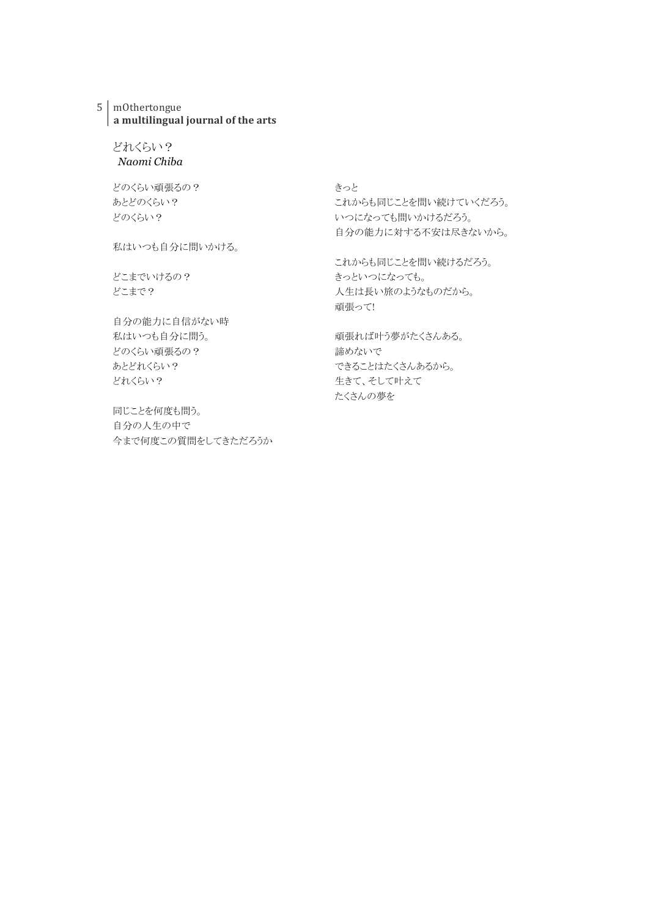## どれくらい？

*Naomi Chiba*

どのくらい頑張るの？
あとどのくらい？
どのくらい？

私はいつも自分に問いかける。

どこまでいけるの？
どこまで？

自分の能力に自信がない時
私はいつも自分に問う。
どのくらい頑張るの？
あとどれくらい？
どれくらい？

同じことを何度も問う。
自分の人生の中で
今まで何度この質問をしてきただろうか

きっと
これからも同じことを問い続けていくだろう。
いつになっても問いかけるだろう。
自分の能力に対する不安は尽きないから。

これからも同じことを問い続けるだろう。
きっといつになっても。
人生は長い旅のようなものだから。
頑張って!

頑張れば叶う夢がたくさんある。
諦めないで
できることはたくさんあるから。
生きて、そして叶えて
たくさんの夢を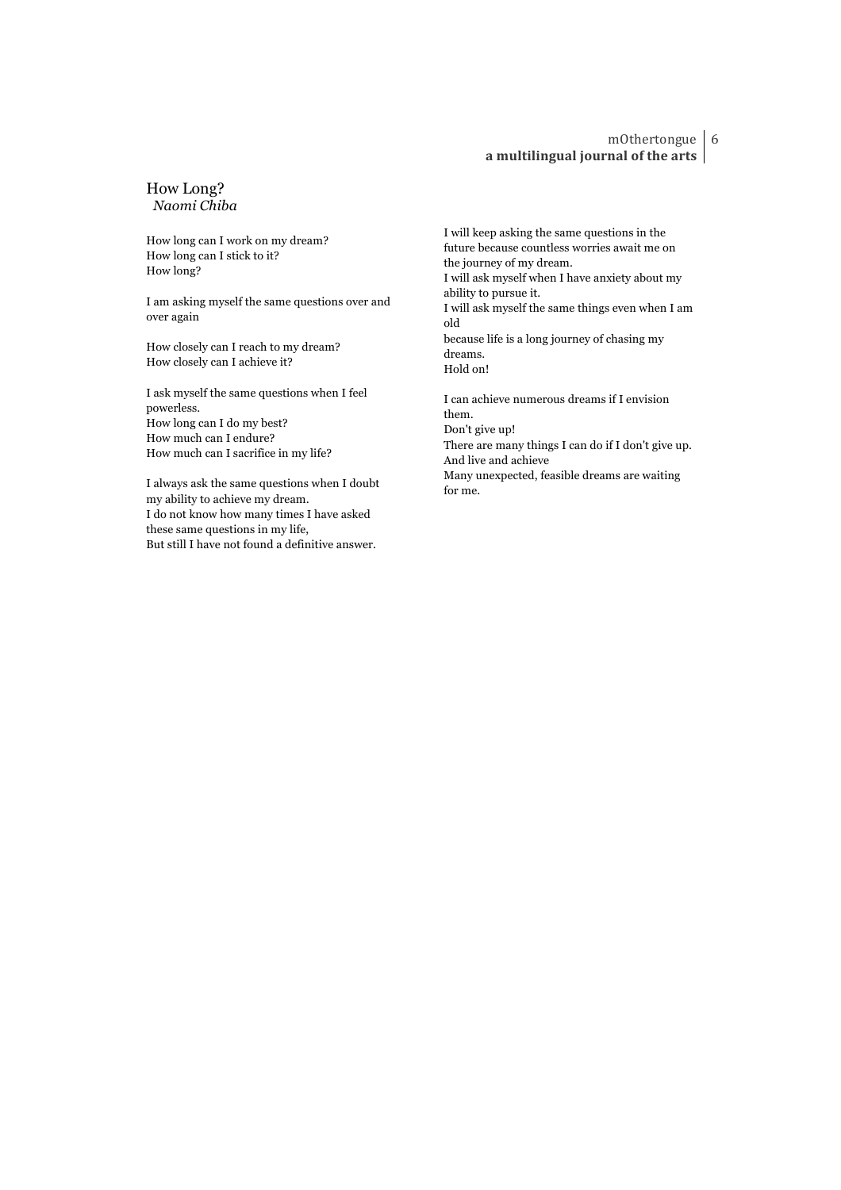## How Long?

*Naomi Chiba*

How long can I work on my dream?
How long can I stick to it?
How long?

I am asking myself the same questions over and over again

How closely can I reach to my dream?
How closely can I achieve it?

I ask myself the same questions when I feel powerless.
How long can I do my best?
How much can I endure?
How much can I sacrifice in my life?

I always ask the same questions when I doubt my ability to achieve my dream.
I do not know how many times I have asked these same questions in my life,
But still I have not found a definitive answer.

I will keep asking the same questions in the future because countless worries await me on the journey of my dream.
I will ask myself when I have anxiety about my ability to pursue it.
I will ask myself the same things even when I am old
because life is a long journey of chasing my dreams.
Hold on!

I can achieve numerous dreams if I envision them.
Don't give up!
There are many things I can do if I don't give up.
And live and achieve
Many unexpected, feasible dreams are waiting for me.